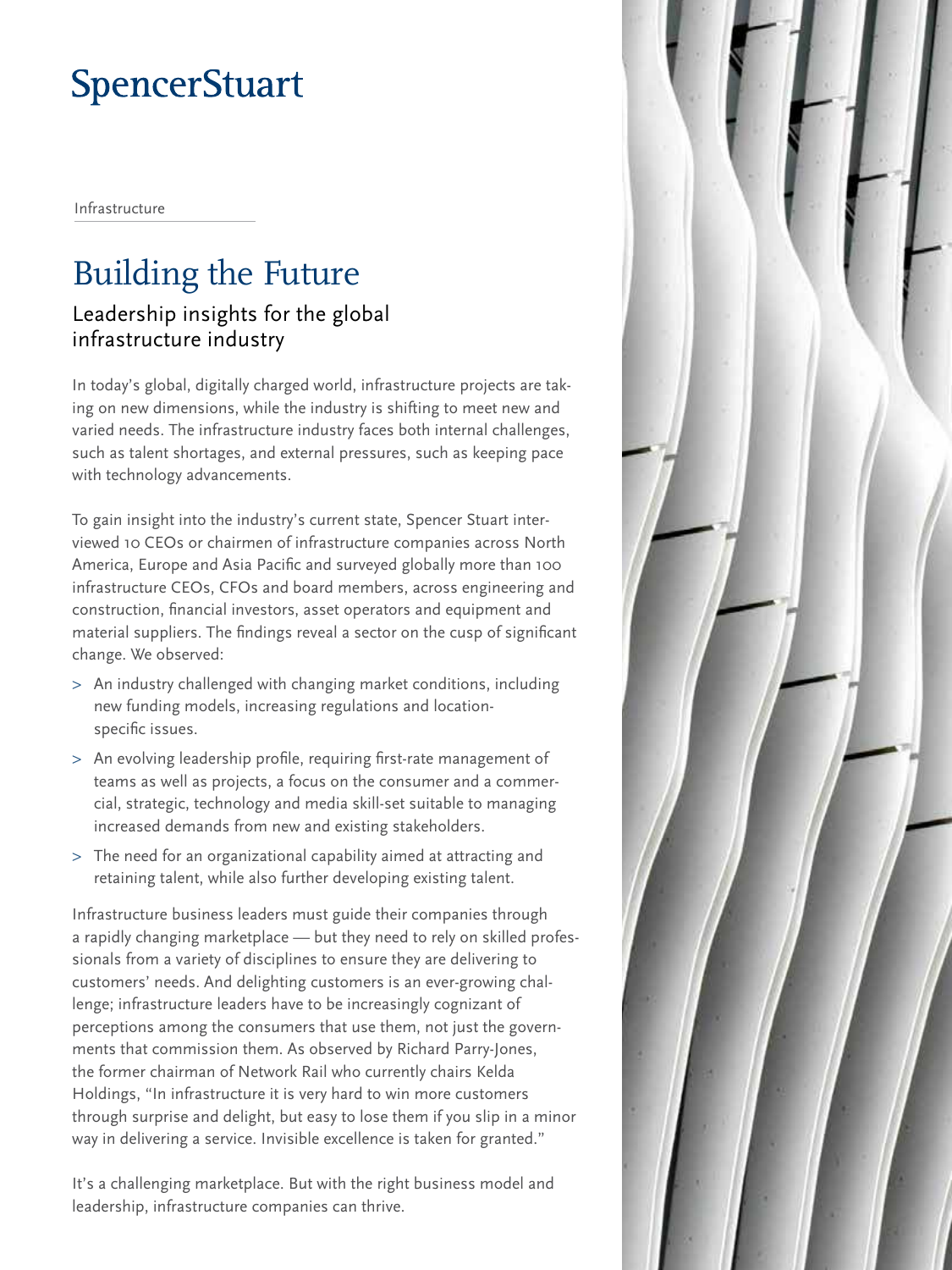SpencerStuart

Infrastructure

# Building the Future

## Leadership insights for the global infrastructure industry

In today's global, digitally charged world, infrastructure projects are taking on new dimensions, while the industry is shifting to meet new and varied needs. The infrastructure industry faces both internal challenges, such as talent shortages, and external pressures, such as keeping pace with technology advancements.

To gain insight into the industry's current state, Spencer Stuart interviewed 10 CEOs or chairmen of infrastructure companies across North America, Europe and Asia Pacific and surveyed globally more than 100 infrastructure CEOs, CFOs and board members, across engineering and construction, financial investors, asset operators and equipment and material suppliers. The findings reveal a sector on the cusp of significant change. We observed:

> An industry challenged with changing market conditions, including new funding models, increasing regulations and location-specific issues.

> An evolving leadership profile, requiring first-rate management of teams as well as projects, a focus on the consumer and a commercial, strategic, technology and media skill-set suitable to managing increased demands from new and existing stakeholders.

> The need for an organizational capability aimed at attracting and retaining talent, while also further developing existing talent.

Infrastructure business leaders must guide their companies through a rapidly changing marketplace — but they need to rely on skilled professionals from a variety of disciplines to ensure they are delivering to customers' needs. And delighting customers is an ever-growing challenge; infrastructure leaders have to be increasingly cognizant of perceptions among the consumers that use them, not just the governments that commission them. As observed by Richard Parry-Jones, the former chairman of Network Rail who currently chairs Kelda Holdings, "In infrastructure it is very hard to win more customers through surprise and delight, but easy to lose them if you slip in a minor way in delivering a service. Invisible excellence is taken for granted."

It's a challenging marketplace. But with the right business model and leadership, infrastructure companies can thrive.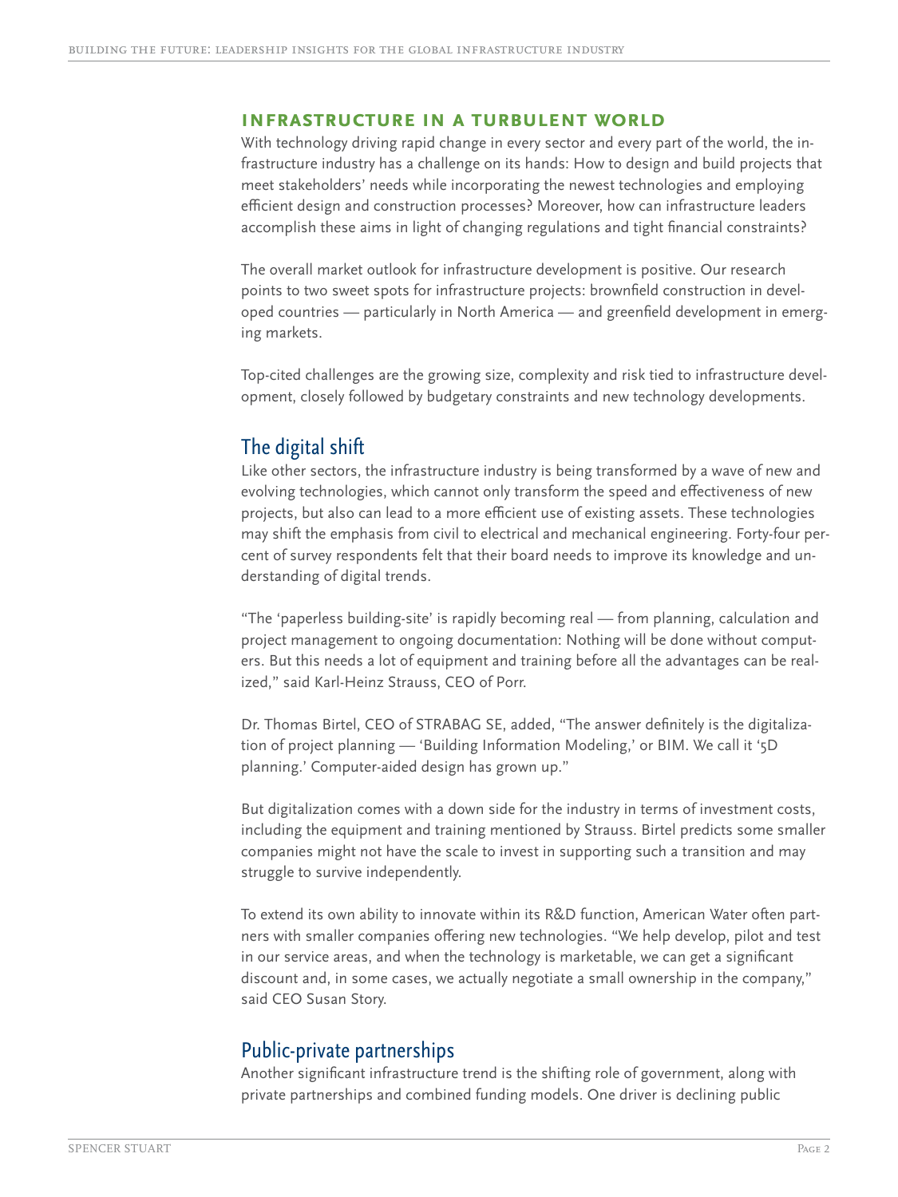## Infrastructure in a Turbulent World

With technology driving rapid change in every sector and every part of the world, the infrastructure industry has a challenge on its hands: How to design and build projects that meet stakeholders' needs while incorporating the newest technologies and employing efficient design and construction processes? Moreover, how can infrastructure leaders accomplish these aims in light of changing regulations and tight financial constraints?

The overall market outlook for infrastructure development is positive. Our research points to two sweet spots for infrastructure projects: brownfield construction in developed countries — particularly in North America — and greenfield development in emerging markets.

Top-cited challenges are the growing size, complexity and risk tied to infrastructure development, closely followed by budgetary constraints and new technology developments.

### The digital shift

Like other sectors, the infrastructure industry is being transformed by a wave of new and evolving technologies, which cannot only transform the speed and effectiveness of new projects, but also can lead to a more efficient use of existing assets. These technologies may shift the emphasis from civil to electrical and mechanical engineering. Forty-four percent of survey respondents felt that their board needs to improve its knowledge and understanding of digital trends.

"The 'paperless building-site' is rapidly becoming real — from planning, calculation and project management to ongoing documentation: Nothing will be done without computers. But this needs a lot of equipment and training before all the advantages can be realized," said Karl-Heinz Strauss, CEO of Porr.

Dr. Thomas Birtel, CEO of STRABAG SE, added, "The answer definitely is the digitalization of project planning — 'Building Information Modeling,' or BIM. We call it '5D planning.' Computer-aided design has grown up."

But digitalization comes with a down side for the industry in terms of investment costs, including the equipment and training mentioned by Strauss. Birtel predicts some smaller companies might not have the scale to invest in supporting such a transition and may struggle to survive independently.

To extend its own ability to innovate within its R&D function, American Water often partners with smaller companies offering new technologies. "We help develop, pilot and test in our service areas, and when the technology is marketable, we can get a significant discount and, in some cases, we actually negotiate a small ownership in the company," said CEO Susan Story.

### Public-private partnerships

Another significant infrastructure trend is the shifting role of government, along with private partnerships and combined funding models. One driver is declining public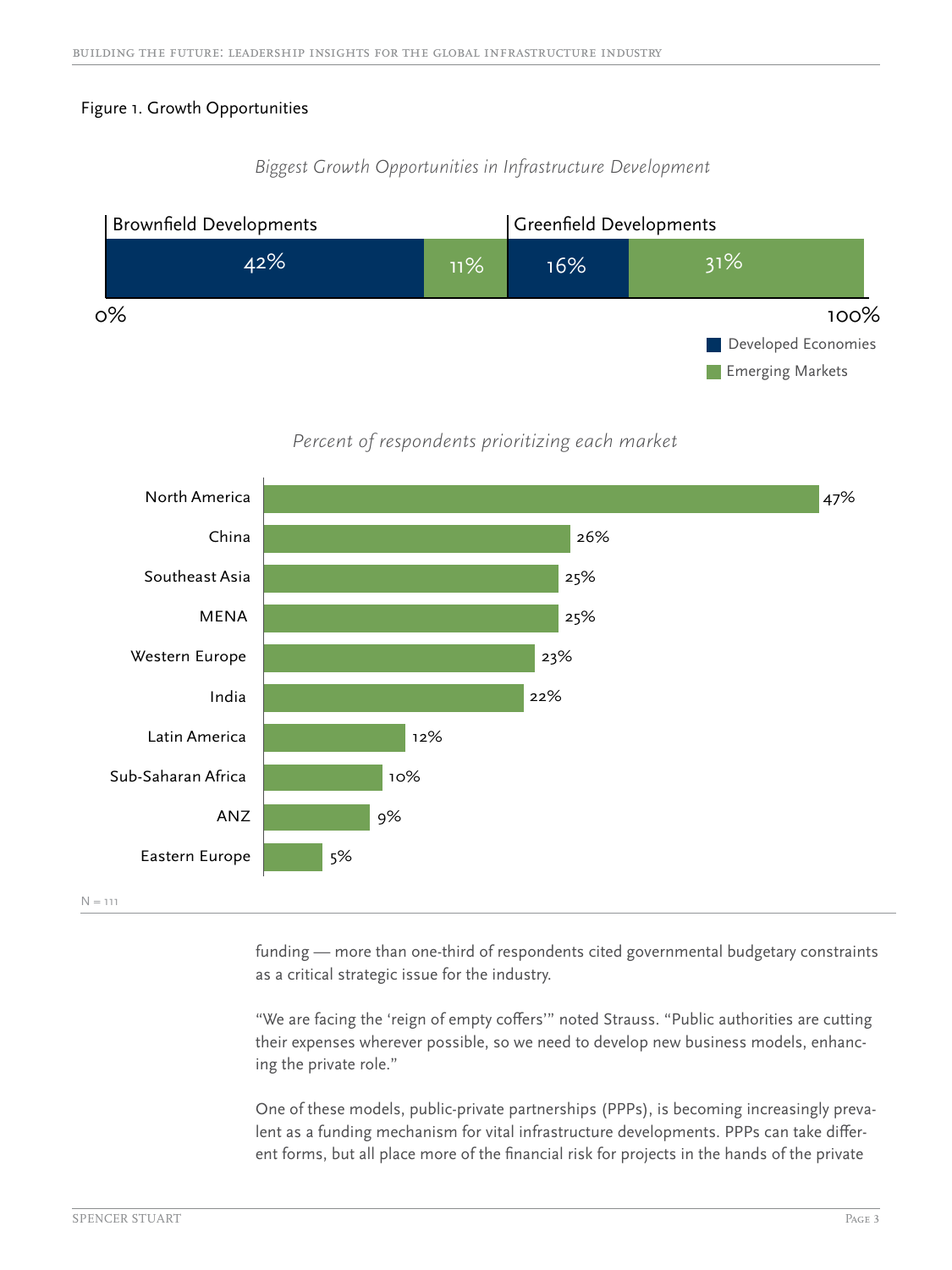Figure 1. Growth Opportunities

*Biggest Growth Opportunities in Infrastructure Development*

| | Developed Economies | Emerging Markets |
|---|---|---|
| Brownfield Developments | 42% | 11% |
| Greenfield Developments | 16% | 31% |

*Percent of respondents prioritizing each market*

| Market | Percent |
|---|---|
| North America | 47% |
| China | 26% |
| Southeast Asia | 25% |
| MENA | 25% |
| Western Europe | 23% |
| India | 22% |
| Latin America | 12% |
| Sub-Saharan Africa | 10% |
| ANZ | 9% |
| Eastern Europe | 5% |

N = 111

funding — more than one-third of respondents cited governmental budgetary constraints as a critical strategic issue for the industry.

"We are facing the 'reign of empty coffers'" noted Strauss. "Public authorities are cutting their expenses wherever possible, so we need to develop new business models, enhancing the private role."

One of these models, public-private partnerships (PPPs), is becoming increasingly prevalent as a funding mechanism for vital infrastructure developments. PPPs can take different forms, but all place more of the financial risk for projects in the hands of the private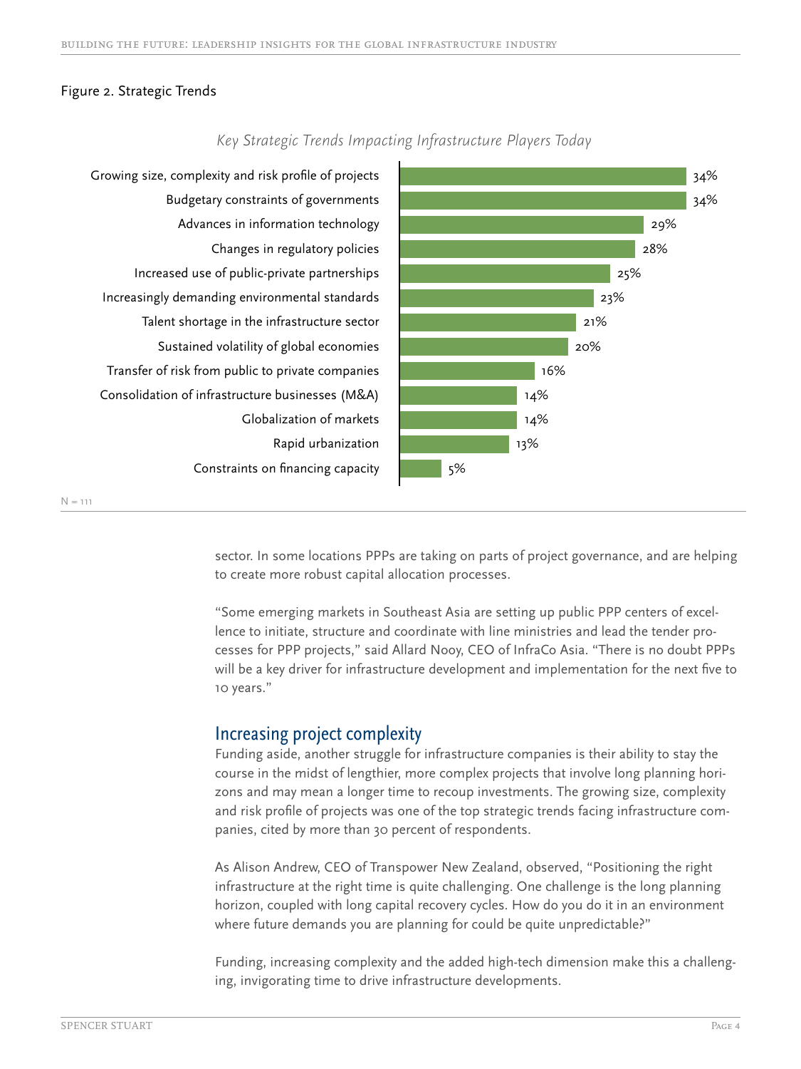Figure 2. Strategic Trends

*Key Strategic Trends Impacting Infrastructure Players Today*

| Trend | % |
|---|---|
| Growing size, complexity and risk profile of projects | 34% |
| Budgetary constraints of governments | 34% |
| Advances in information technology | 29% |
| Changes in regulatory policies | 28% |
| Increased use of public-private partnerships | 25% |
| Increasingly demanding environmental standards | 23% |
| Talent shortage in the infrastructure sector | 21% |
| Sustained volatility of global economies | 20% |
| Transfer of risk from public to private companies | 16% |
| Consolidation of infrastructure businesses (M&A) | 14% |
| Globalization of markets | 14% |
| Rapid urbanization | 13% |
| Constraints on financing capacity | 5% |

N = 111

sector. In some locations PPPs are taking on parts of project governance, and are helping to create more robust capital allocation processes.

"Some emerging markets in Southeast Asia are setting up public PPP centers of excellence to initiate, structure and coordinate with line ministries and lead the tender processes for PPP projects," said Allard Nooy, CEO of InfraCo Asia. "There is no doubt PPPs will be a key driver for infrastructure development and implementation for the next five to 10 years."

## Increasing project complexity

Funding aside, another struggle for infrastructure companies is their ability to stay the course in the midst of lengthier, more complex projects that involve long planning horizons and may mean a longer time to recoup investments. The growing size, complexity and risk profile of projects was one of the top strategic trends facing infrastructure companies, cited by more than 30 percent of respondents.

As Alison Andrew, CEO of Transpower New Zealand, observed, "Positioning the right infrastructure at the right time is quite challenging. One challenge is the long planning horizon, coupled with long capital recovery cycles. How do you do it in an environment where future demands you are planning for could be quite unpredictable?"

Funding, increasing complexity and the added high-tech dimension make this a challenging, invigorating time to drive infrastructure developments.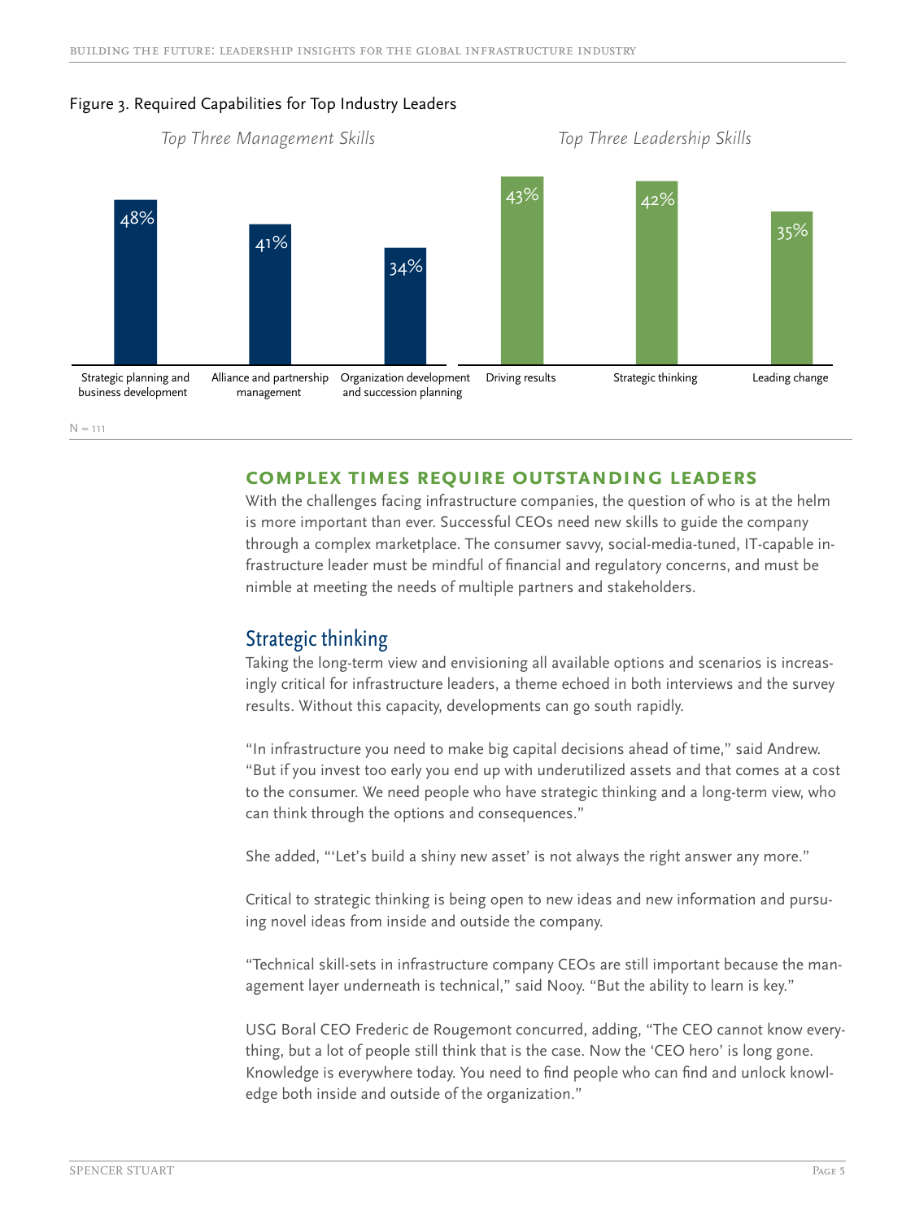Figure 3. Required Capabilities for Top Industry Leaders

*Top Three Management Skills*

| Skill | Percentage |
| --- | --- |
| Strategic planning and business development | 48% |
| Alliance and partnership management | 41% |
| Organization development and succession planning | 34% |

*Top Three Leadership Skills*

| Skill | Percentage |
| --- | --- |
| Driving results | 43% |
| Strategic thinking | 42% |
| Leading change | 35% |

N = 111

## COMPLEX TIMES REQUIRE OUTSTANDING LEADERS

With the challenges facing infrastructure companies, the question of who is at the helm is more important than ever. Successful CEOs need new skills to guide the company through a complex marketplace. The consumer savvy, social-media-tuned, IT-capable infrastructure leader must be mindful of financial and regulatory concerns, and must be nimble at meeting the needs of multiple partners and stakeholders.

### Strategic thinking

Taking the long-term view and envisioning all available options and scenarios is increasingly critical for infrastructure leaders, a theme echoed in both interviews and the survey results. Without this capacity, developments can go south rapidly.

"In infrastructure you need to make big capital decisions ahead of time," said Andrew. "But if you invest too early you end up with underutilized assets and that comes at a cost to the consumer. We need people who have strategic thinking and a long-term view, who can think through the options and consequences."

She added, "'Let's build a shiny new asset' is not always the right answer any more."

Critical to strategic thinking is being open to new ideas and new information and pursuing novel ideas from inside and outside the company.

"Technical skill-sets in infrastructure company CEOs are still important because the management layer underneath is technical," said Nooy. "But the ability to learn is key."

USG Boral CEO Frederic de Rougemont concurred, adding, "The CEO cannot know everything, but a lot of people still think that is the case. Now the 'CEO hero' is long gone. Knowledge is everywhere today. You need to find people who can find and unlock knowledge both inside and outside of the organization."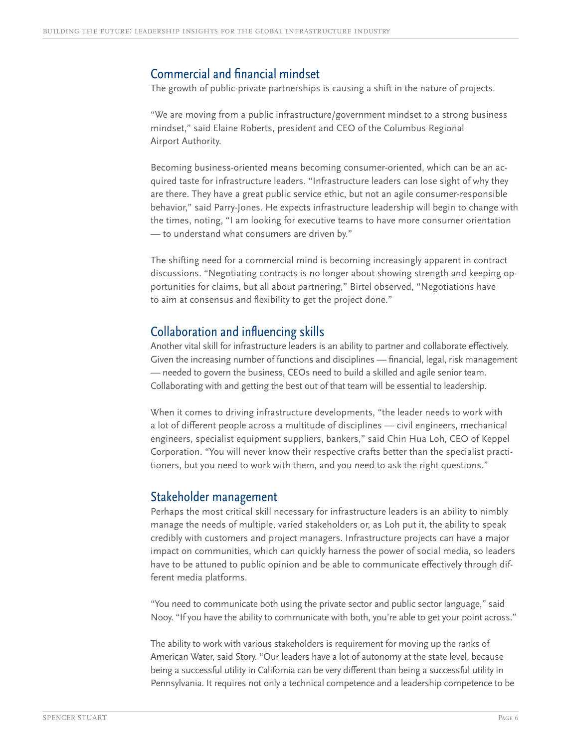## Commercial and financial mindset

The growth of public-private partnerships is causing a shift in the nature of projects.

"We are moving from a public infrastructure/government mindset to a strong business mindset," said Elaine Roberts, president and CEO of the Columbus Regional Airport Authority.

Becoming business-oriented means becoming consumer-oriented, which can be an acquired taste for infrastructure leaders. "Infrastructure leaders can lose sight of why they are there. They have a great public service ethic, but not an agile consumer-responsible behavior," said Parry-Jones. He expects infrastructure leadership will begin to change with the times, noting, "I am looking for executive teams to have more consumer orientation — to understand what consumers are driven by."

The shifting need for a commercial mind is becoming increasingly apparent in contract discussions. "Negotiating contracts is no longer about showing strength and keeping opportunities for claims, but all about partnering," Birtel observed, "Negotiations have to aim at consensus and flexibility to get the project done."

## Collaboration and influencing skills

Another vital skill for infrastructure leaders is an ability to partner and collaborate effectively. Given the increasing number of functions and disciplines — financial, legal, risk management — needed to govern the business, CEOs need to build a skilled and agile senior team. Collaborating with and getting the best out of that team will be essential to leadership.

When it comes to driving infrastructure developments, "the leader needs to work with a lot of different people across a multitude of disciplines — civil engineers, mechanical engineers, specialist equipment suppliers, bankers," said Chin Hua Loh, CEO of Keppel Corporation. "You will never know their respective crafts better than the specialist practitioners, but you need to work with them, and you need to ask the right questions."

## Stakeholder management

Perhaps the most critical skill necessary for infrastructure leaders is an ability to nimbly manage the needs of multiple, varied stakeholders or, as Loh put it, the ability to speak credibly with customers and project managers. Infrastructure projects can have a major impact on communities, which can quickly harness the power of social media, so leaders have to be attuned to public opinion and be able to communicate effectively through different media platforms.

"You need to communicate both using the private sector and public sector language," said Nooy. "If you have the ability to communicate with both, you're able to get your point across."

The ability to work with various stakeholders is requirement for moving up the ranks of American Water, said Story. "Our leaders have a lot of autonomy at the state level, because being a successful utility in California can be very different than being a successful utility in Pennsylvania. It requires not only a technical competence and a leadership competence to be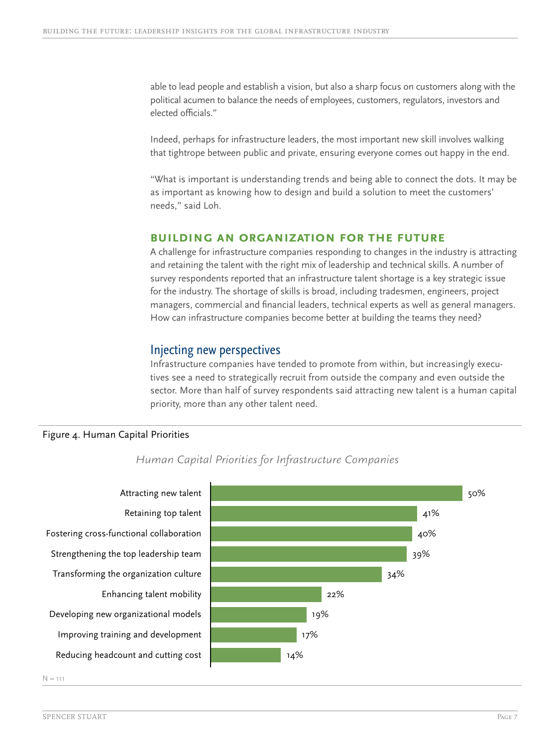able to lead people and establish a vision, but also a sharp focus on customers along with the political acumen to balance the needs of employees, customers, regulators, investors and elected officials."

Indeed, perhaps for infrastructure leaders, the most important new skill involves walking that tightrope between public and private, ensuring everyone comes out happy in the end.

"What is important is understanding trends and being able to connect the dots. It may be as important as knowing how to design and build a solution to meet the customers' needs," said Loh.

## BUILDING AN ORGANIZATION FOR THE FUTURE

A challenge for infrastructure companies responding to changes in the industry is attracting and retaining the talent with the right mix of leadership and technical skills. A number of survey respondents reported that an infrastructure talent shortage is a key strategic issue for the industry. The shortage of skills is broad, including tradesmen, engineers, project managers, commercial and financial leaders, technical experts as well as general managers. How can infrastructure companies become better at building the teams they need?

### Injecting new perspectives

Infrastructure companies have tended to promote from within, but increasingly executives see a need to strategically recruit from outside the company and even outside the sector. More than half of survey respondents said attracting new talent is a human capital priority, more than any other talent need.

Figure 4. Human Capital Priorities

*Human Capital Priorities for Infrastructure Companies*

| Priority | Percentage |
|---|---|
| Attracting new talent | 50% |
| Retaining top talent | 41% |
| Fostering cross-functional collaboration | 40% |
| Strengthening the top leadership team | 39% |
| Transforming the organization culture | 34% |
| Enhancing talent mobility | 22% |
| Developing new organizational models | 19% |
| Improving training and development | 17% |
| Reducing headcount and cutting cost | 14% |

N = 111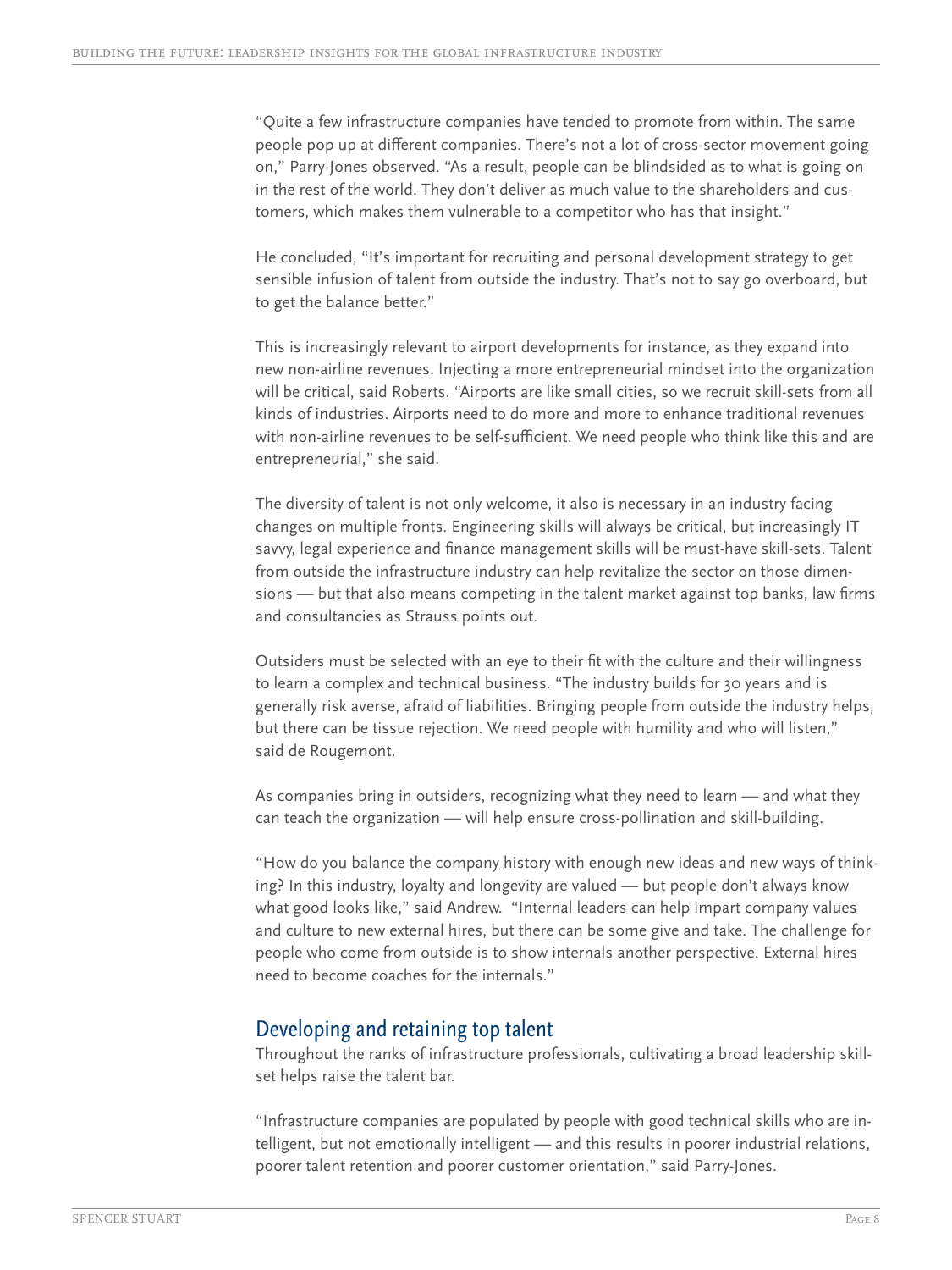"Quite a few infrastructure companies have tended to promote from within. The same people pop up at different companies. There's not a lot of cross-sector movement going on," Parry-Jones observed. "As a result, people can be blindsided as to what is going on in the rest of the world. They don't deliver as much value to the shareholders and customers, which makes them vulnerable to a competitor who has that insight."

He concluded, "It's important for recruiting and personal development strategy to get sensible infusion of talent from outside the industry. That's not to say go overboard, but to get the balance better."

This is increasingly relevant to airport developments for instance, as they expand into new non-airline revenues. Injecting a more entrepreneurial mindset into the organization will be critical, said Roberts. "Airports are like small cities, so we recruit skill-sets from all kinds of industries. Airports need to do more and more to enhance traditional revenues with non-airline revenues to be self-sufficient. We need people who think like this and are entrepreneurial," she said.

The diversity of talent is not only welcome, it also is necessary in an industry facing changes on multiple fronts. Engineering skills will always be critical, but increasingly IT savvy, legal experience and finance management skills will be must-have skill-sets. Talent from outside the infrastructure industry can help revitalize the sector on those dimensions — but that also means competing in the talent market against top banks, law firms and consultancies as Strauss points out.

Outsiders must be selected with an eye to their fit with the culture and their willingness to learn a complex and technical business. "The industry builds for 30 years and is generally risk averse, afraid of liabilities. Bringing people from outside the industry helps, but there can be tissue rejection. We need people with humility and who will listen," said de Rougemont.

As companies bring in outsiders, recognizing what they need to learn — and what they can teach the organization — will help ensure cross-pollination and skill-building.

"How do you balance the company history with enough new ideas and new ways of thinking? In this industry, loyalty and longevity are valued — but people don't always know what good looks like," said Andrew. "Internal leaders can help impart company values and culture to new external hires, but there can be some give and take. The challenge for people who come from outside is to show internals another perspective. External hires need to become coaches for the internals."

## Developing and retaining top talent

Throughout the ranks of infrastructure professionals, cultivating a broad leadership skill-set helps raise the talent bar.

"Infrastructure companies are populated by people with good technical skills who are intelligent, but not emotionally intelligent — and this results in poorer industrial relations, poorer talent retention and poorer customer orientation," said Parry-Jones.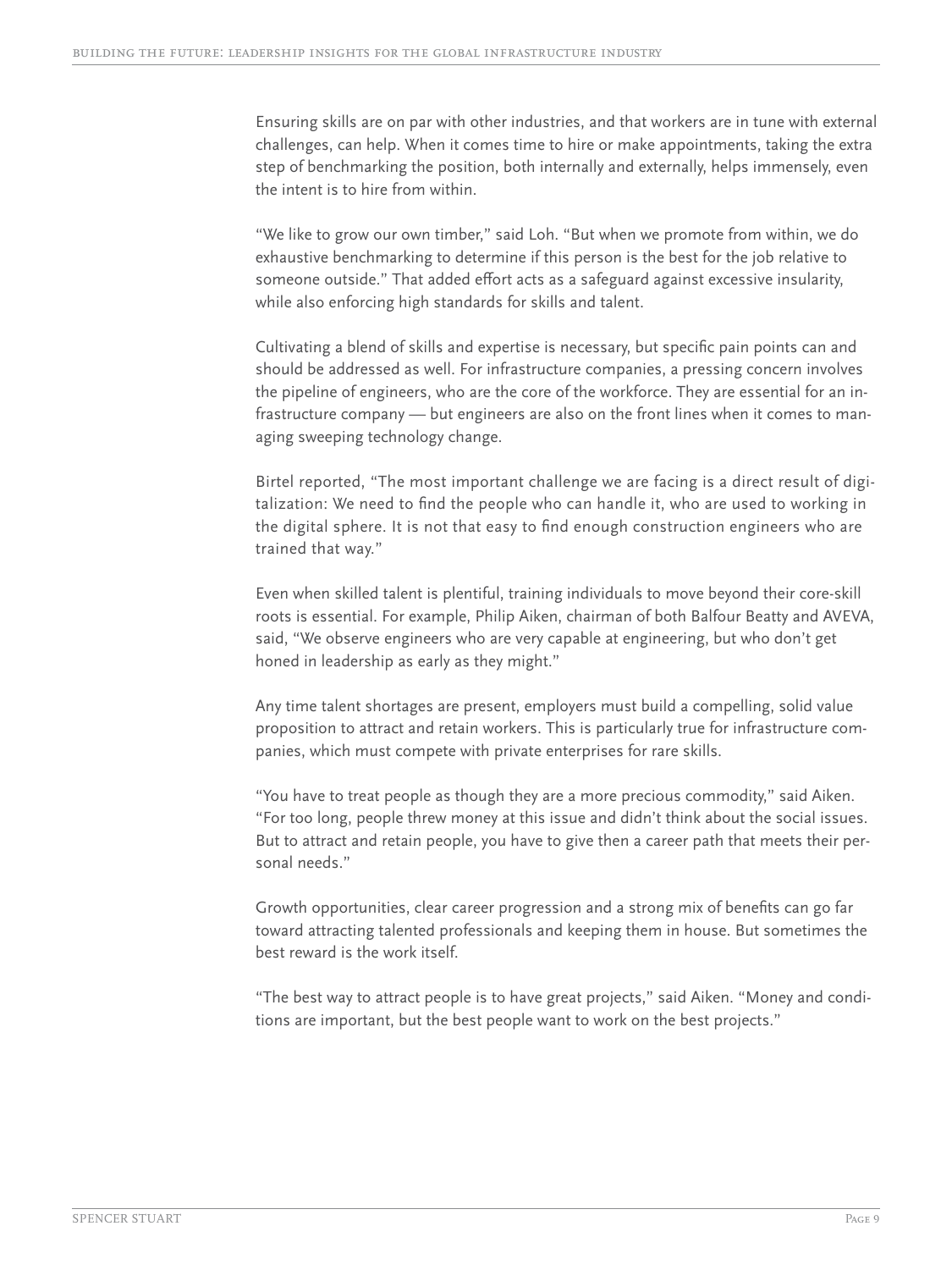Ensuring skills are on par with other industries, and that workers are in tune with external challenges, can help. When it comes time to hire or make appointments, taking the extra step of benchmarking the position, both internally and externally, helps immensely, even the intent is to hire from within.

"We like to grow our own timber," said Loh. "But when we promote from within, we do exhaustive benchmarking to determine if this person is the best for the job relative to someone outside." That added effort acts as a safeguard against excessive insularity, while also enforcing high standards for skills and talent.

Cultivating a blend of skills and expertise is necessary, but specific pain points can and should be addressed as well. For infrastructure companies, a pressing concern involves the pipeline of engineers, who are the core of the workforce. They are essential for an infrastructure company — but engineers are also on the front lines when it comes to managing sweeping technology change.

Birtel reported, "The most important challenge we are facing is a direct result of digitalization: We need to find the people who can handle it, who are used to working in the digital sphere. It is not that easy to find enough construction engineers who are trained that way."

Even when skilled talent is plentiful, training individuals to move beyond their core-skill roots is essential. For example, Philip Aiken, chairman of both Balfour Beatty and AVEVA, said, "We observe engineers who are very capable at engineering, but who don't get honed in leadership as early as they might."

Any time talent shortages are present, employers must build a compelling, solid value proposition to attract and retain workers. This is particularly true for infrastructure companies, which must compete with private enterprises for rare skills.

"You have to treat people as though they are a more precious commodity," said Aiken. "For too long, people threw money at this issue and didn't think about the social issues. But to attract and retain people, you have to give then a career path that meets their personal needs."

Growth opportunities, clear career progression and a strong mix of benefits can go far toward attracting talented professionals and keeping them in house. But sometimes the best reward is the work itself.

"The best way to attract people is to have great projects," said Aiken. "Money and conditions are important, but the best people want to work on the best projects."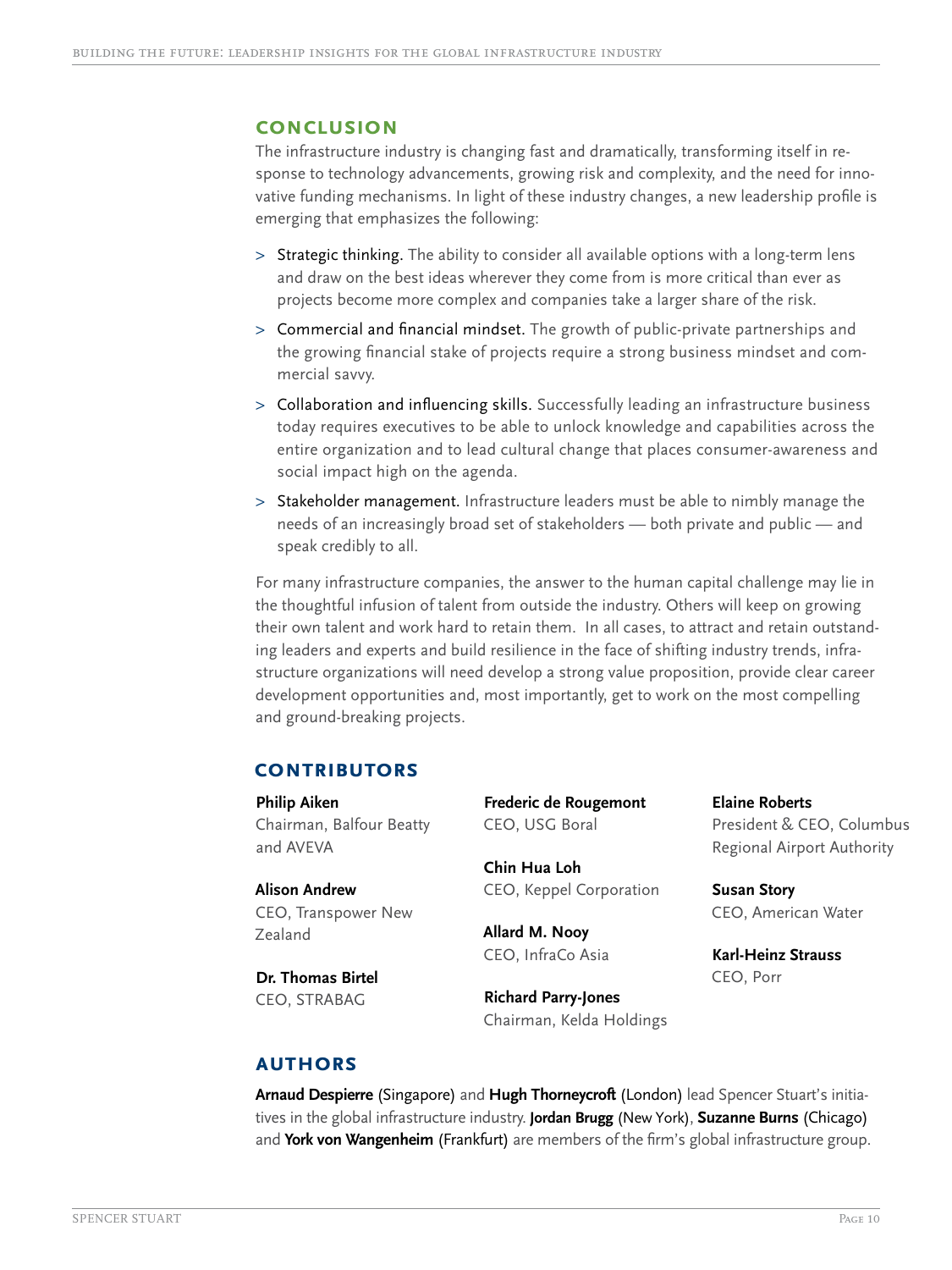## CONCLUSION

The infrastructure industry is changing fast and dramatically, transforming itself in response to technology advancements, growing risk and complexity, and the need for innovative funding mechanisms. In light of these industry changes, a new leadership profile is emerging that emphasizes the following:

> Strategic thinking. The ability to consider all available options with a long-term lens and draw on the best ideas wherever they come from is more critical than ever as projects become more complex and companies take a larger share of the risk.

> Commercial and financial mindset. The growth of public-private partnerships and the growing financial stake of projects require a strong business mindset and commercial savvy.

> Collaboration and influencing skills. Successfully leading an infrastructure business today requires executives to be able to unlock knowledge and capabilities across the entire organization and to lead cultural change that places consumer-awareness and social impact high on the agenda.

> Stakeholder management. Infrastructure leaders must be able to nimbly manage the needs of an increasingly broad set of stakeholders — both private and public — and speak credibly to all.

For many infrastructure companies, the answer to the human capital challenge may lie in the thoughtful infusion of talent from outside the industry. Others will keep on growing their own talent and work hard to retain them. In all cases, to attract and retain outstanding leaders and experts and build resilience in the face of shifting industry trends, infrastructure organizations will need develop a strong value proposition, provide clear career development opportunities and, most importantly, get to work on the most compelling and ground-breaking projects.

## CONTRIBUTORS

**Philip Aiken**
Chairman, Balfour Beatty and AVEVA

**Alison Andrew**
CEO, Transpower New Zealand

**Dr. Thomas Birtel**
CEO, STRABAG

**Frederic de Rougemont**
CEO, USG Boral

**Chin Hua Loh**
CEO, Keppel Corporation

**Allard M. Nooy**
CEO, InfraCo Asia

**Richard Parry-Jones**
Chairman, Kelda Holdings

**Elaine Roberts**
President & CEO, Columbus Regional Airport Authority

**Susan Story**
CEO, American Water

**Karl-Heinz Strauss**
CEO, Porr

## AUTHORS

**Arnaud Despierre** (Singapore) and **Hugh Thorneycroft** (London) lead Spencer Stuart's initiatives in the global infrastructure industry. **Jordan Brugg** (New York), **Suzanne Burns** (Chicago) and **York von Wangenheim** (Frankfurt) are members of the firm's global infrastructure group.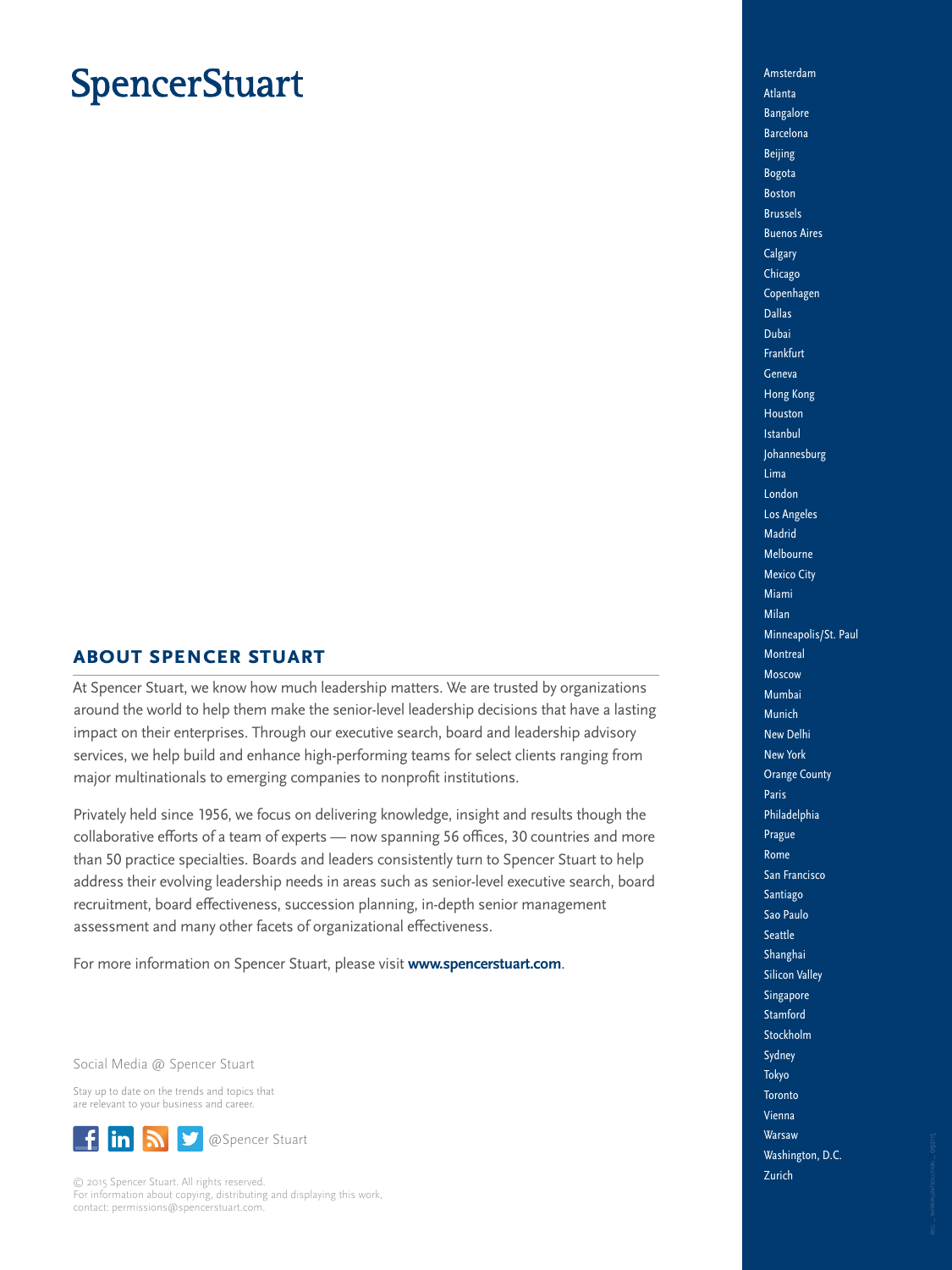# SpencerStuart

## ABOUT SPENCER STUART

At Spencer Stuart, we know how much leadership matters. We are trusted by organizations around the world to help them make the senior-level leadership decisions that have a lasting impact on their enterprises. Through our executive search, board and leadership advisory services, we help build and enhance high-performing teams for select clients ranging from major multinationals to emerging companies to nonprofit institutions.

Privately held since 1956, we focus on delivering knowledge, insight and results though the collaborative efforts of a team of experts — now spanning 56 offices, 30 countries and more than 50 practice specialties. Boards and leaders consistently turn to Spencer Stuart to help address their evolving leadership needs in areas such as senior-level executive search, board recruitment, board effectiveness, succession planning, in-depth senior management assessment and many other facets of organizational effectiveness.

For more information on Spencer Stuart, please visit **www.spencerstuart.com**.

Social Media @ Spencer Stuart

Stay up to date on the trends and topics that are relevant to your business and career.

@Spencer Stuart

© 2015 Spencer Stuart. All rights reserved.
For information about copying, distributing and displaying this work, contact: permissions@spencerstuart.com.

Amsterdam
Atlanta
Bangalore
Barcelona
Beijing
Bogota
Boston
Brussels
Buenos Aires
Calgary
Chicago
Copenhagen
Dallas
Dubai
Frankfurt
Geneva
Hong Kong
Houston
Istanbul
Johannesburg
Lima
London
Los Angeles
Madrid
Melbourne
Mexico City
Miami
Milan
Minneapolis/St. Paul
Montreal
Moscow
Mumbai
Munich
New Delhi
New York
Orange County
Paris
Philadelphia
Prague
Rome
San Francisco
Santiago
Sao Paulo
Seattle
Shanghai
Silicon Valley
Singapore
Stamford
Stockholm
Sydney
Tokyo
Toronto
Vienna
Warsaw
Washington, D.C.
Zurich